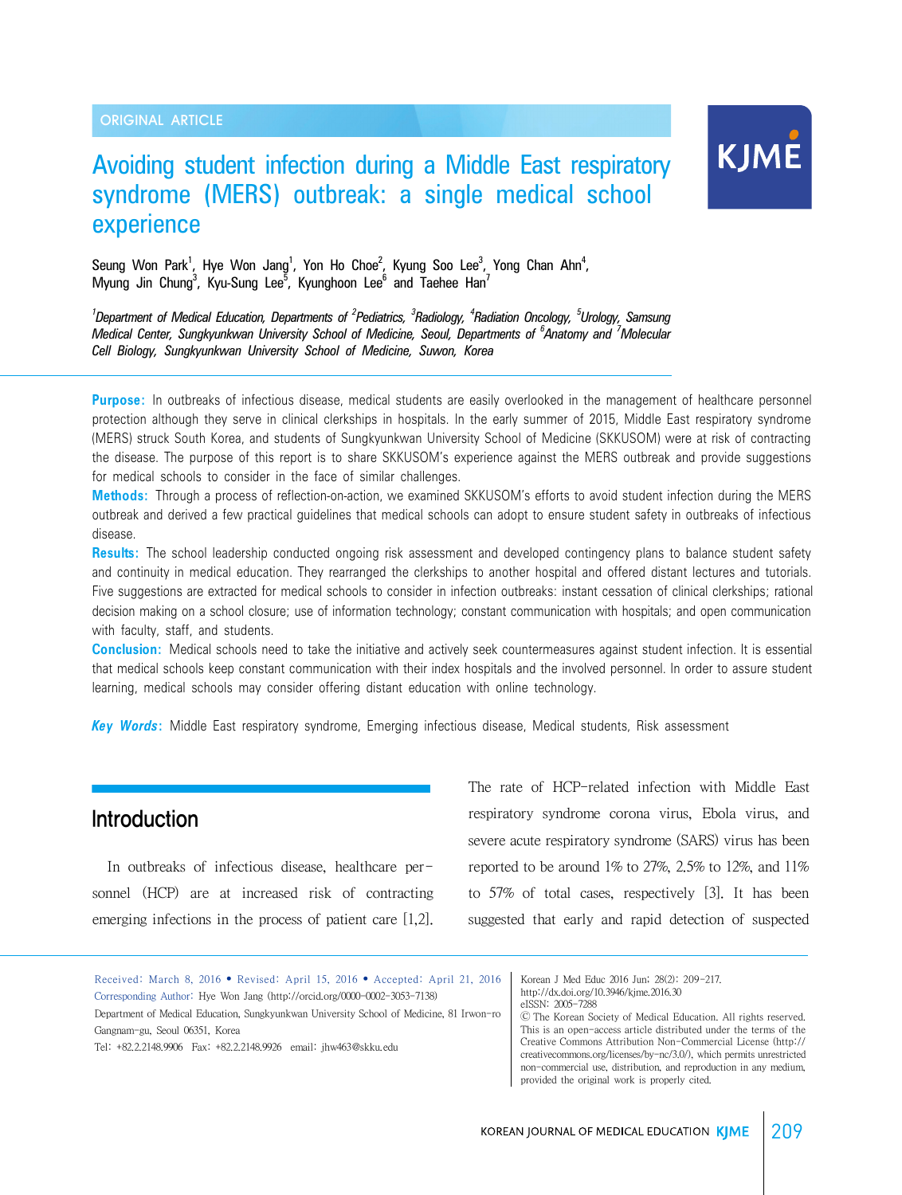ORIGINAL ARTICLE

# Avoiding student infection during a Middle East respiratory syndrome (MERS) outbreak: a single medical school experience

Seung Won Park[1], Hye Won Jang[1], Yon Ho Choe[2], Kyung Soo Lee[3], Yong Chan Ahn[4], Myung Jin Chung[3], Kyu-Sung Lee[5], Kyunghoon Lee[6] and Taehee Han[7]

*[1]Department of Medical Education, Departments of [2]Pediatrics, [3]Radiology, [4]Radiation Oncology, [5]Urology, Samsung Medical Center, Sungkyunkwan University School of Medicine, Seoul, Departments of [6]Anatomy and [7]Molecular Cell Biology, Sungkyunkwan University School of Medicine, Suwon, Korea*

**Purpose:** In outbreaks of infectious disease, medical students are easily overlooked in the management of healthcare personnel protection although they serve in clinical clerkships in hospitals. In the early summer of 2015, Middle East respiratory syndrome (MERS) struck South Korea, and students of Sungkyunkwan University School of Medicine (SKKUSOM) were at risk of contracting the disease. The purpose of this report is to share SKKUSOM's experience against the MERS outbreak and provide suggestions for medical schools to consider in the face of similar challenges.

**Methods:** Through a process of reflection-on-action, we examined SKKUSOM's efforts to avoid student infection during the MERS outbreak and derived a few practical guidelines that medical schools can adopt to ensure student safety in outbreaks of infectious disease.

**Results:** The school leadership conducted ongoing risk assessment and developed contingency plans to balance student safety and continuity in medical education. They rearranged the clerkships to another hospital and offered distant lectures and tutorials. Five suggestions are extracted for medical schools to consider in infection outbreaks: instant cessation of clinical clerkships; rational decision making on a school closure; use of information technology; constant communication with hospitals; and open communication with faculty, staff, and students.

**Conclusion:** Medical schools need to take the initiative and actively seek countermeasures against student infection. It is essential that medical schools keep constant communication with their index hospitals and the involved personnel. In order to assure student learning, medical schools may consider offering distant education with online technology.

***Key Words*:** Middle East respiratory syndrome, Emerging infectious disease, Medical students, Risk assessment

## Introduction

In outbreaks of infectious disease, healthcare personnel (HCP) are at increased risk of contracting emerging infections in the process of patient care [1,2]. The rate of HCP-related infection with Middle East respiratory syndrome corona virus, Ebola virus, and severe acute respiratory syndrome (SARS) virus has been reported to be around 1% to 27%, 2.5% to 12%, and 11% to 57% of total cases, respectively [3]. It has been suggested that early and rapid detection of suspected

Received: March 8, 2016 • Revised: April 15, 2016 • Accepted: April 21, 2016
Corresponding Author: Hye Won Jang (http://orcid.org/0000-0002-3053-7138)
Department of Medical Education, Sungkyunkwan University School of Medicine, 81 Irwon-ro Gangnam-gu, Seoul 06351, Korea
Tel: +82.2.2148.9906 Fax: +82.2.2148.9926 email: jhw463@skku.edu

Korean J Med Educ 2016 Jun; 28(2): 209-217.
http://dx.doi.org/10.3946/kjme.2016.30
eISSN: 2005-7288
© The Korean Society of Medical Education. All rights reserved. This is an open-access article distributed under the terms of the Creative Commons Attribution Non-Commercial License (http://creativecommons.org/licenses/by-nc/3.0/), which permits unrestricted non-commercial use, distribution, and reproduction in any medium, provided the original work is properly cited.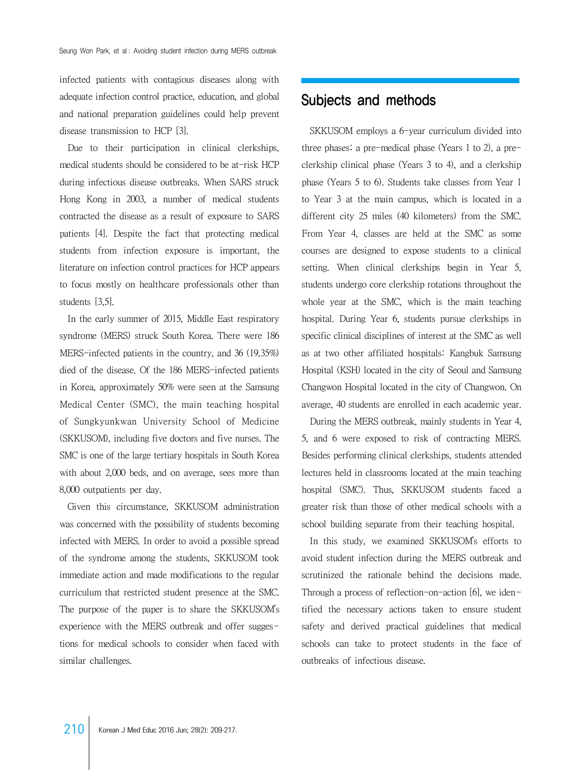infected patients with contagious diseases along with adequate infection control practice, education, and global and national preparation guidelines could help prevent disease transmission to HCP [3].

Due to their participation in clinical clerkships, medical students should be considered to be at-risk HCP during infectious disease outbreaks. When SARS struck Hong Kong in 2003, a number of medical students contracted the disease as a result of exposure to SARS patients [4]. Despite the fact that protecting medical students from infection exposure is important, the literature on infection control practices for HCP appears to focus mostly on healthcare professionals other than students [3,5].

In the early summer of 2015, Middle East respiratory syndrome (MERS) struck South Korea. There were 186 MERS-infected patients in the country, and 36 (19.35%) died of the disease. Of the 186 MERS-infected patients in Korea, approximately 50% were seen at the Samsung Medical Center (SMC), the main teaching hospital of Sungkyunkwan University School of Medicine (SKKUSOM), including five doctors and five nurses. The SMC is one of the large tertiary hospitals in South Korea with about 2,000 beds, and on average, sees more than 8,000 outpatients per day.

Given this circumstance, SKKUSOM administration was concerned with the possibility of students becoming infected with MERS. In order to avoid a possible spread of the syndrome among the students, SKKUSOM took immediate action and made modifications to the regular curriculum that restricted student presence at the SMC. The purpose of the paper is to share the SKKUSOM's experience with the MERS outbreak and offer suggestions for medical schools to consider when faced with similar challenges.

## Subjects and methods

SKKUSOM employs a 6-year curriculum divided into three phases: a pre-medical phase (Years 1 to 2), a pre-clerkship clinical phase (Years 3 to 4), and a clerkship phase (Years 5 to 6). Students take classes from Year 1 to Year 3 at the main campus, which is located in a different city 25 miles (40 kilometers) from the SMC. From Year 4, classes are held at the SMC as some courses are designed to expose students to a clinical setting. When clinical clerkships begin in Year 5, students undergo core clerkship rotations throughout the whole year at the SMC, which is the main teaching hospital. During Year 6, students pursue clerkships in specific clinical disciplines of interest at the SMC as well as at two other affiliated hospitals: Kangbuk Samsung Hospital (KSH) located in the city of Seoul and Samsung Changwon Hospital located in the city of Changwon. On average, 40 students are enrolled in each academic year.

During the MERS outbreak, mainly students in Year 4, 5, and 6 were exposed to risk of contracting MERS. Besides performing clinical clerkships, students attended lectures held in classrooms located at the main teaching hospital (SMC). Thus, SKKUSOM students faced a greater risk than those of other medical schools with a school building separate from their teaching hospital.

In this study, we examined SKKUSOM's efforts to avoid student infection during the MERS outbreak and scrutinized the rationale behind the decisions made. Through a process of reflection-on-action [6], we identified the necessary actions taken to ensure student safety and derived practical guidelines that medical schools can take to protect students in the face of outbreaks of infectious disease.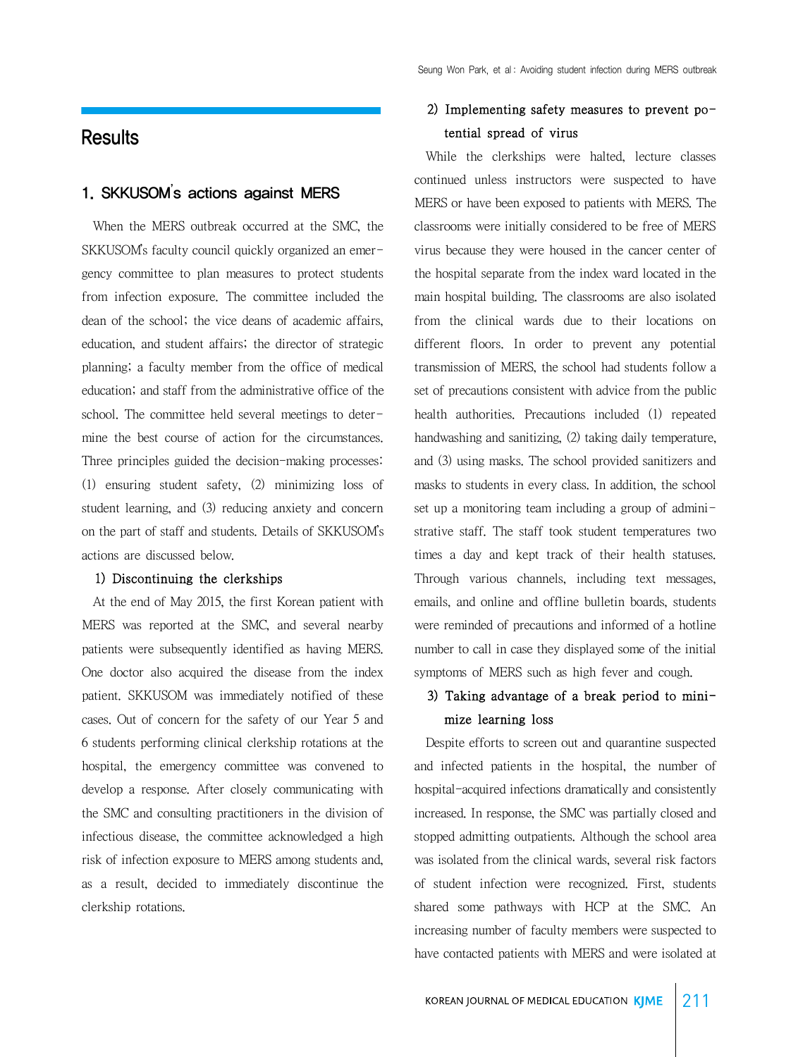## Results

### 1. SKKUSOM's actions against MERS

When the MERS outbreak occurred at the SMC, the SKKUSOM's faculty council quickly organized an emergency committee to plan measures to protect students from infection exposure. The committee included the dean of the school; the vice deans of academic affairs, education, and student affairs; the director of strategic planning; a faculty member from the office of medical education; and staff from the administrative office of the school. The committee held several meetings to determine the best course of action for the circumstances. Three principles guided the decision-making processes: (1) ensuring student safety, (2) minimizing loss of student learning, and (3) reducing anxiety and concern on the part of staff and students. Details of SKKUSOM's actions are discussed below.

#### 1) Discontinuing the clerkships

At the end of May 2015, the first Korean patient with MERS was reported at the SMC, and several nearby patients were subsequently identified as having MERS. One doctor also acquired the disease from the index patient. SKKUSOM was immediately notified of these cases. Out of concern for the safety of our Year 5 and 6 students performing clinical clerkship rotations at the hospital, the emergency committee was convened to develop a response. After closely communicating with the SMC and consulting practitioners in the division of infectious disease, the committee acknowledged a high risk of infection exposure to MERS among students and, as a result, decided to immediately discontinue the clerkship rotations.

#### 2) Implementing safety measures to prevent potential spread of virus

While the clerkships were halted, lecture classes continued unless instructors were suspected to have MERS or have been exposed to patients with MERS. The classrooms were initially considered to be free of MERS virus because they were housed in the cancer center of the hospital separate from the index ward located in the main hospital building. The classrooms are also isolated from the clinical wards due to their locations on different floors. In order to prevent any potential transmission of MERS, the school had students follow a set of precautions consistent with advice from the public health authorities. Precautions included (1) repeated handwashing and sanitizing, (2) taking daily temperature, and (3) using masks. The school provided sanitizers and masks to students in every class. In addition, the school set up a monitoring team including a group of administrative staff. The staff took student temperatures two times a day and kept track of their health statuses. Through various channels, including text messages, emails, and online and offline bulletin boards, students were reminded of precautions and informed of a hotline number to call in case they displayed some of the initial symptoms of MERS such as high fever and cough.

#### 3) Taking advantage of a break period to minimize learning loss

Despite efforts to screen out and quarantine suspected and infected patients in the hospital, the number of hospital-acquired infections dramatically and consistently increased. In response, the SMC was partially closed and stopped admitting outpatients. Although the school area was isolated from the clinical wards, several risk factors of student infection were recognized. First, students shared some pathways with HCP at the SMC. An increasing number of faculty members were suspected to have contacted patients with MERS and were isolated at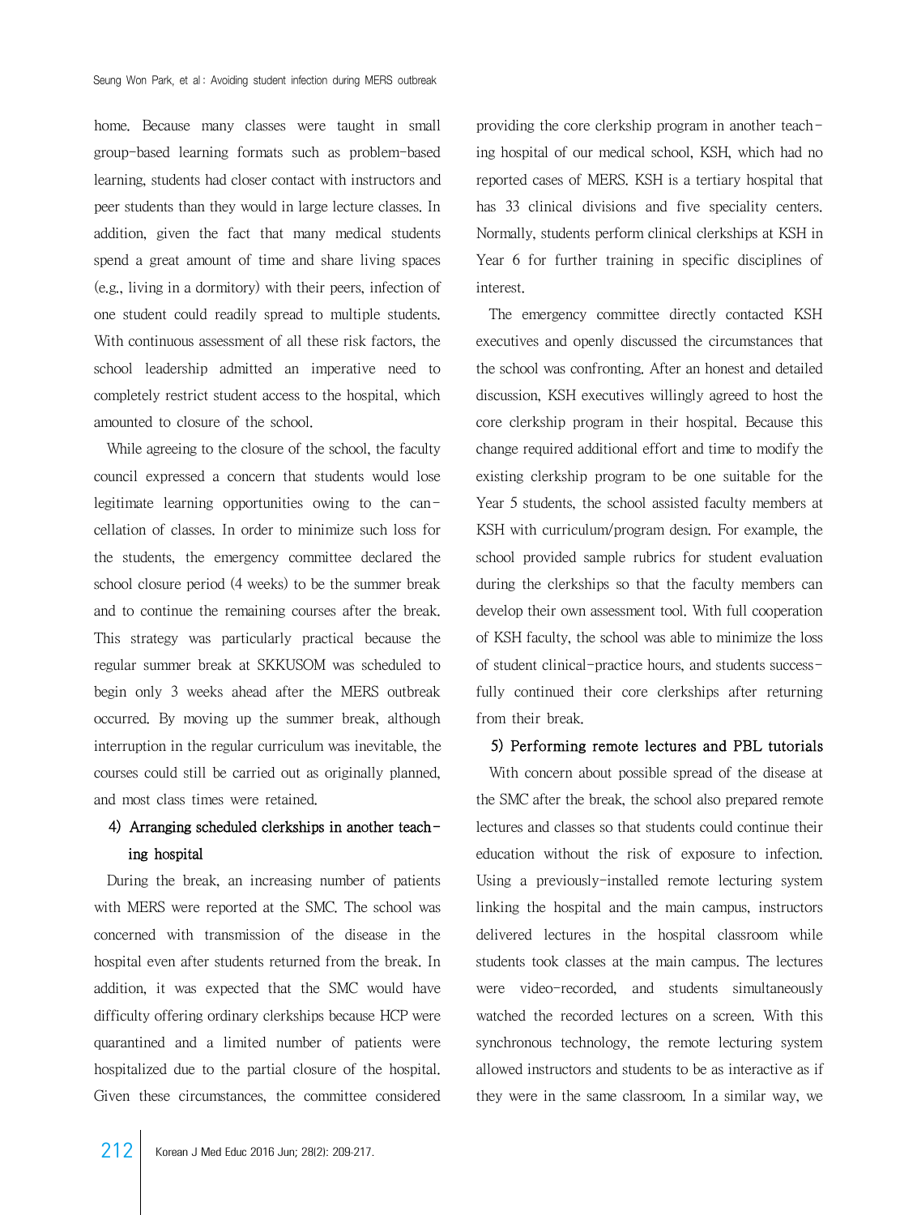home. Because many classes were taught in small group-based learning formats such as problem-based learning, students had closer contact with instructors and peer students than they would in large lecture classes. In addition, given the fact that many medical students spend a great amount of time and share living spaces (e.g., living in a dormitory) with their peers, infection of one student could readily spread to multiple students. With continuous assessment of all these risk factors, the school leadership admitted an imperative need to completely restrict student access to the hospital, which amounted to closure of the school.

While agreeing to the closure of the school, the faculty council expressed a concern that students would lose legitimate learning opportunities owing to the cancellation of classes. In order to minimize such loss for the students, the emergency committee declared the school closure period (4 weeks) to be the summer break and to continue the remaining courses after the break. This strategy was particularly practical because the regular summer break at SKKUSOM was scheduled to begin only 3 weeks ahead after the MERS outbreak occurred. By moving up the summer break, although interruption in the regular curriculum was inevitable, the courses could still be carried out as originally planned, and most class times were retained.

#### 4) Arranging scheduled clerkships in another teaching hospital

During the break, an increasing number of patients with MERS were reported at the SMC. The school was concerned with transmission of the disease in the hospital even after students returned from the break. In addition, it was expected that the SMC would have difficulty offering ordinary clerkships because HCP were quarantined and a limited number of patients were hospitalized due to the partial closure of the hospital. Given these circumstances, the committee considered providing the core clerkship program in another teaching hospital of our medical school, KSH, which had no reported cases of MERS. KSH is a tertiary hospital that has 33 clinical divisions and five speciality centers. Normally, students perform clinical clerkships at KSH in Year 6 for further training in specific disciplines of interest.

The emergency committee directly contacted KSH executives and openly discussed the circumstances that the school was confronting. After an honest and detailed discussion, KSH executives willingly agreed to host the core clerkship program in their hospital. Because this change required additional effort and time to modify the existing clerkship program to be one suitable for the Year 5 students, the school assisted faculty members at KSH with curriculum/program design. For example, the school provided sample rubrics for student evaluation during the clerkships so that the faculty members can develop their own assessment tool. With full cooperation of KSH faculty, the school was able to minimize the loss of student clinical-practice hours, and students successfully continued their core clerkships after returning from their break.

#### 5) Performing remote lectures and PBL tutorials

With concern about possible spread of the disease at the SMC after the break, the school also prepared remote lectures and classes so that students could continue their education without the risk of exposure to infection. Using a previously-installed remote lecturing system linking the hospital and the main campus, instructors delivered lectures in the hospital classroom while students took classes at the main campus. The lectures were video-recorded, and students simultaneously watched the recorded lectures on a screen. With this synchronous technology, the remote lecturing system allowed instructors and students to be as interactive as if they were in the same classroom. In a similar way, we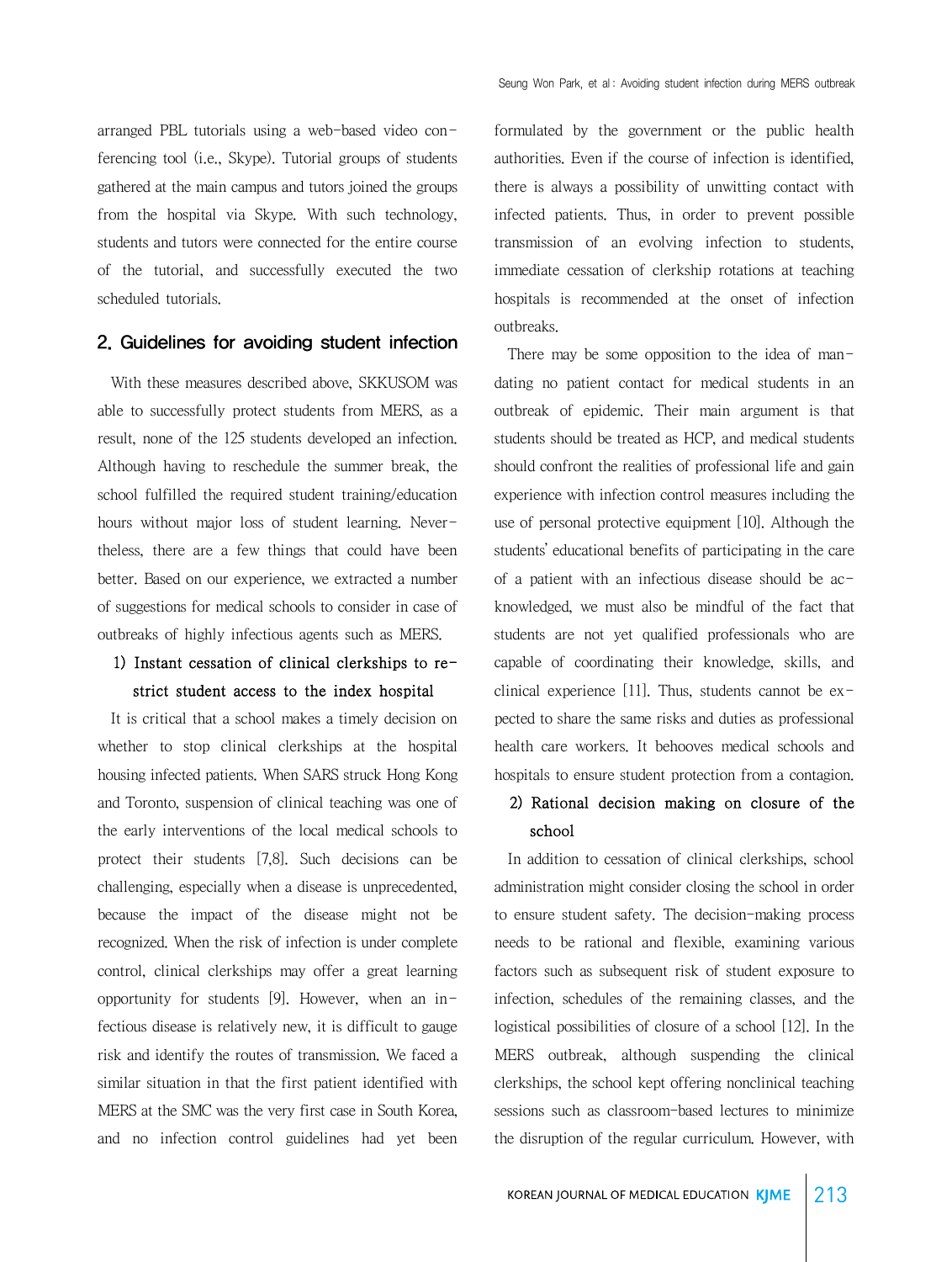arranged PBL tutorials using a web-based video conferencing tool (i.e., Skype). Tutorial groups of students gathered at the main campus and tutors joined the groups from the hospital via Skype. With such technology, students and tutors were connected for the entire course of the tutorial, and successfully executed the two scheduled tutorials.

## 2. Guidelines for avoiding student infection

With these measures described above, SKKUSOM was able to successfully protect students from MERS, as a result, none of the 125 students developed an infection. Although having to reschedule the summer break, the school fulfilled the required student training/education hours without major loss of student learning. Nevertheless, there are a few things that could have been better. Based on our experience, we extracted a number of suggestions for medical schools to consider in case of outbreaks of highly infectious agents such as MERS.

### 1) Instant cessation of clinical clerkships to restrict student access to the index hospital

It is critical that a school makes a timely decision on whether to stop clinical clerkships at the hospital housing infected patients. When SARS struck Hong Kong and Toronto, suspension of clinical teaching was one of the early interventions of the local medical schools to protect their students [7,8]. Such decisions can be challenging, especially when a disease is unprecedented, because the impact of the disease might not be recognized. When the risk of infection is under complete control, clinical clerkships may offer a great learning opportunity for students [9]. However, when an infectious disease is relatively new, it is difficult to gauge risk and identify the routes of transmission. We faced a similar situation in that the first patient identified with MERS at the SMC was the very first case in South Korea, and no infection control guidelines had yet been formulated by the government or the public health authorities. Even if the course of infection is identified, there is always a possibility of unwitting contact with infected patients. Thus, in order to prevent possible transmission of an evolving infection to students, immediate cessation of clerkship rotations at teaching hospitals is recommended at the onset of infection outbreaks.

There may be some opposition to the idea of mandating no patient contact for medical students in an outbreak of epidemic. Their main argument is that students should be treated as HCP, and medical students should confront the realities of professional life and gain experience with infection control measures including the use of personal protective equipment [10]. Although the students' educational benefits of participating in the care of a patient with an infectious disease should be acknowledged, we must also be mindful of the fact that students are not yet qualified professionals who are capable of coordinating their knowledge, skills, and clinical experience [11]. Thus, students cannot be expected to share the same risks and duties as professional health care workers. It behooves medical schools and hospitals to ensure student protection from a contagion.

### 2) Rational decision making on closure of the school

In addition to cessation of clinical clerkships, school administration might consider closing the school in order to ensure student safety. The decision-making process needs to be rational and flexible, examining various factors such as subsequent risk of student exposure to infection, schedules of the remaining classes, and the logistical possibilities of closure of a school [12]. In the MERS outbreak, although suspending the clinical clerkships, the school kept offering nonclinical teaching sessions such as classroom-based lectures to minimize the disruption of the regular curriculum. However, with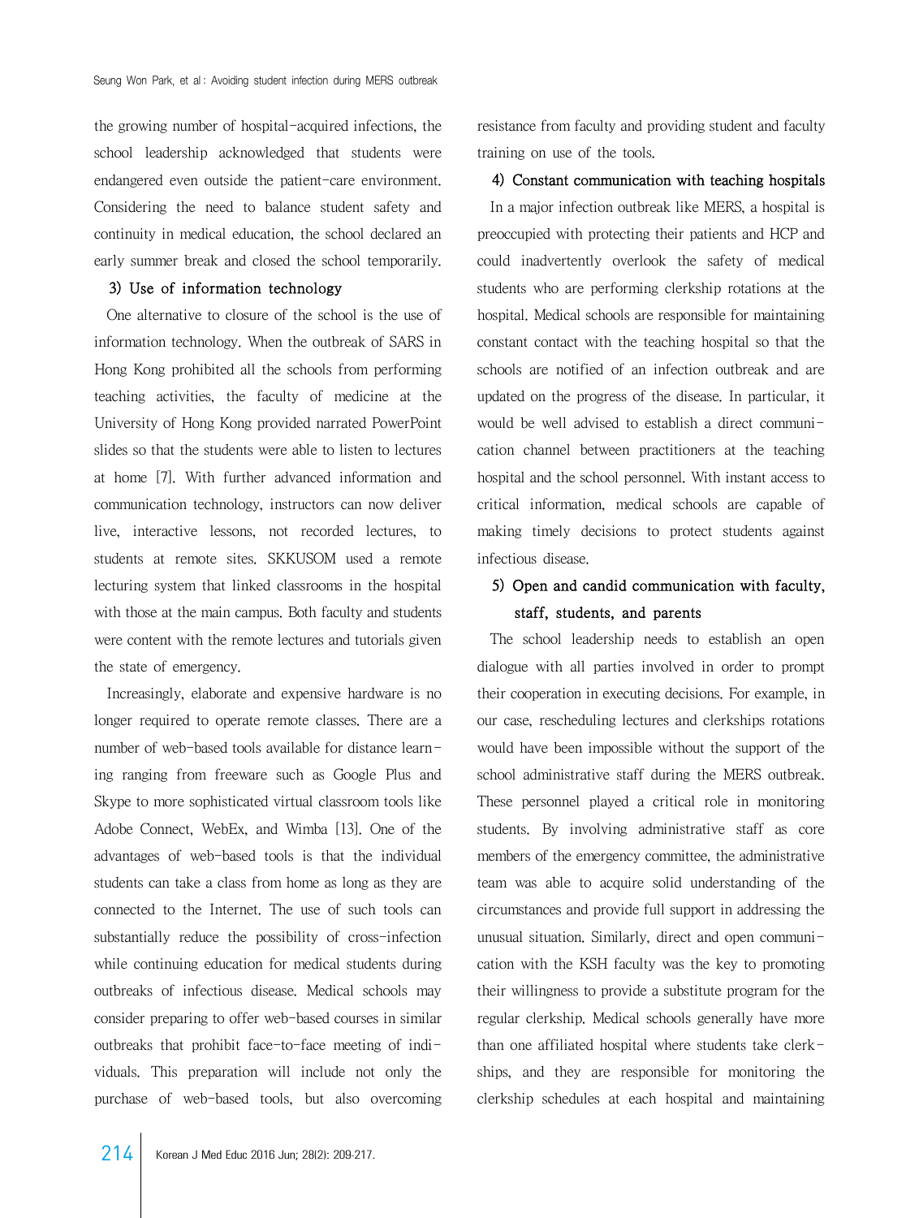the growing number of hospital-acquired infections, the school leadership acknowledged that students were endangered even outside the patient-care environment. Considering the need to balance student safety and continuity in medical education, the school declared an early summer break and closed the school temporarily.

### 3) Use of information technology

One alternative to closure of the school is the use of information technology. When the outbreak of SARS in Hong Kong prohibited all the schools from performing teaching activities, the faculty of medicine at the University of Hong Kong provided narrated PowerPoint slides so that the students were able to listen to lectures at home [7]. With further advanced information and communication technology, instructors can now deliver live, interactive lessons, not recorded lectures, to students at remote sites. SKKUSOM used a remote lecturing system that linked classrooms in the hospital with those at the main campus. Both faculty and students were content with the remote lectures and tutorials given the state of emergency.

Increasingly, elaborate and expensive hardware is no longer required to operate remote classes. There are a number of web-based tools available for distance learning ranging from freeware such as Google Plus and Skype to more sophisticated virtual classroom tools like Adobe Connect, WebEx, and Wimba [13]. One of the advantages of web-based tools is that the individual students can take a class from home as long as they are connected to the Internet. The use of such tools can substantially reduce the possibility of cross-infection while continuing education for medical students during outbreaks of infectious disease. Medical schools may consider preparing to offer web-based courses in similar outbreaks that prohibit face-to-face meeting of individuals. This preparation will include not only the purchase of web-based tools, but also overcoming resistance from faculty and providing student and faculty training on use of the tools.

### 4) Constant communication with teaching hospitals

In a major infection outbreak like MERS, a hospital is preoccupied with protecting their patients and HCP and could inadvertently overlook the safety of medical students who are performing clerkship rotations at the hospital. Medical schools are responsible for maintaining constant contact with the teaching hospital so that the schools are notified of an infection outbreak and are updated on the progress of the disease. In particular, it would be well advised to establish a direct communication channel between practitioners at the teaching hospital and the school personnel. With instant access to critical information, medical schools are capable of making timely decisions to protect students against infectious disease.

### 5) Open and candid communication with faculty, staff, students, and parents

The school leadership needs to establish an open dialogue with all parties involved in order to prompt their cooperation in executing decisions. For example, in our case, rescheduling lectures and clerkships rotations would have been impossible without the support of the school administrative staff during the MERS outbreak. These personnel played a critical role in monitoring students. By involving administrative staff as core members of the emergency committee, the administrative team was able to acquire solid understanding of the circumstances and provide full support in addressing the unusual situation. Similarly, direct and open communication with the KSH faculty was the key to promoting their willingness to provide a substitute program for the regular clerkship. Medical schools generally have more than one affiliated hospital where students take clerkships, and they are responsible for monitoring the clerkship schedules at each hospital and maintaining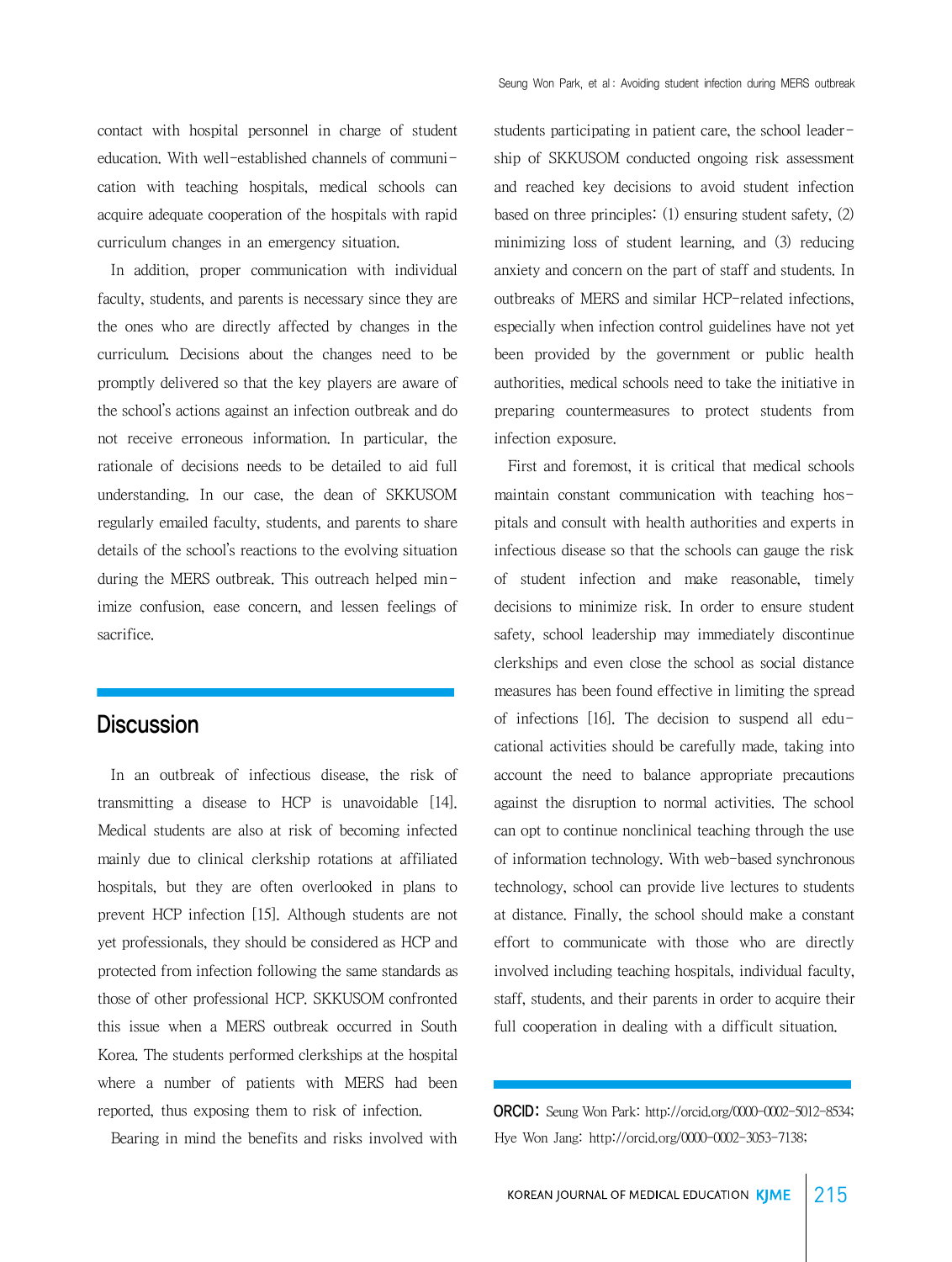contact with hospital personnel in charge of student education. With well-established channels of communication with teaching hospitals, medical schools can acquire adequate cooperation of the hospitals with rapid curriculum changes in an emergency situation.

In addition, proper communication with individual faculty, students, and parents is necessary since they are the ones who are directly affected by changes in the curriculum. Decisions about the changes need to be promptly delivered so that the key players are aware of the school's actions against an infection outbreak and do not receive erroneous information. In particular, the rationale of decisions needs to be detailed to aid full understanding. In our case, the dean of SKKUSOM regularly emailed faculty, students, and parents to share details of the school's reactions to the evolving situation during the MERS outbreak. This outreach helped minimize confusion, ease concern, and lessen feelings of sacrifice.

## Discussion

In an outbreak of infectious disease, the risk of transmitting a disease to HCP is unavoidable [14]. Medical students are also at risk of becoming infected mainly due to clinical clerkship rotations at affiliated hospitals, but they are often overlooked in plans to prevent HCP infection [15]. Although students are not yet professionals, they should be considered as HCP and protected from infection following the same standards as those of other professional HCP. SKKUSOM confronted this issue when a MERS outbreak occurred in South Korea. The students performed clerkships at the hospital where a number of patients with MERS had been reported, thus exposing them to risk of infection.

Bearing in mind the benefits and risks involved with students participating in patient care, the school leadership of SKKUSOM conducted ongoing risk assessment and reached key decisions to avoid student infection based on three principles: (1) ensuring student safety, (2) minimizing loss of student learning, and (3) reducing anxiety and concern on the part of staff and students. In outbreaks of MERS and similar HCP-related infections, especially when infection control guidelines have not yet been provided by the government or public health authorities, medical schools need to take the initiative in preparing countermeasures to protect students from infection exposure.

First and foremost, it is critical that medical schools maintain constant communication with teaching hospitals and consult with health authorities and experts in infectious disease so that the schools can gauge the risk of student infection and make reasonable, timely decisions to minimize risk. In order to ensure student safety, school leadership may immediately discontinue clerkships and even close the school as social distance measures has been found effective in limiting the spread of infections [16]. The decision to suspend all educational activities should be carefully made, taking into account the need to balance appropriate precautions against the disruption to normal activities. The school can opt to continue nonclinical teaching through the use of information technology. With web-based synchronous technology, school can provide live lectures to students at distance. Finally, the school should make a constant effort to communicate with those who are directly involved including teaching hospitals, individual faculty, staff, students, and their parents in order to acquire their full cooperation in dealing with a difficult situation.

**ORCID:** Seung Won Park: http://orcid.org/0000-0002-5012-8534; Hye Won Jang: http://orcid.org/0000-0002-3053-7138;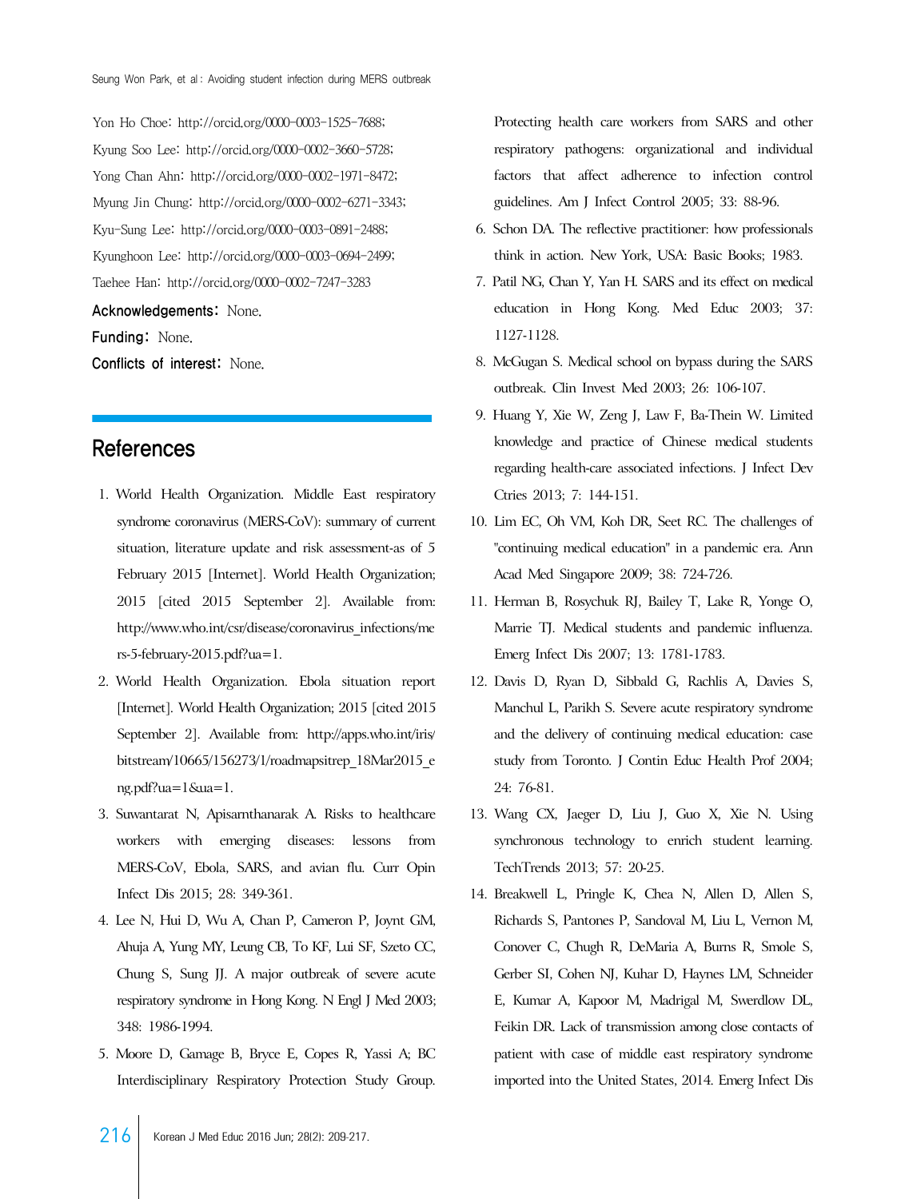Yon Ho Choe: http://orcid.org/0000-0003-1525-7688;
Kyung Soo Lee: http://orcid.org/0000-0002-3660-5728;
Yong Chan Ahn: http://orcid.org/0000-0002-1971-8472;
Myung Jin Chung: http://orcid.org/0000-0002-6271-3343;
Kyu-Sung Lee: http://orcid.org/0000-0003-0891-2488;
Kyunghoon Lee: http://orcid.org/0000-0003-0694-2499;
Taehee Han: http://orcid.org/0000-0002-7247-3283

**Acknowledgements:** None.

**Funding:** None.

**Conflicts of interest:** None.

## References

1. World Health Organization. Middle East respiratory syndrome coronavirus (MERS-CoV): summary of current situation, literature update and risk assessment-as of 5 February 2015 [Internet]. World Health Organization; 2015 [cited 2015 September 2]. Available from: http://www.who.int/csr/disease/coronavirus_infections/mers-5-february-2015.pdf?ua=1.
2. World Health Organization. Ebola situation report [Internet]. World Health Organization; 2015 [cited 2015 September 2]. Available from: http://apps.who.int/iris/bitstream/10665/156273/1/roadmapsitrep_18Mar2015_eng.pdf?ua=1&ua=1.
3. Suwantarat N, Apisarnthanarak A. Risks to healthcare workers with emerging diseases: lessons from MERS-CoV, Ebola, SARS, and avian flu. Curr Opin Infect Dis 2015; 28: 349-361.
4. Lee N, Hui D, Wu A, Chan P, Cameron P, Joynt GM, Ahuja A, Yung MY, Leung CB, To KF, Lui SF, Szeto CC, Chung S, Sung JJ. A major outbreak of severe acute respiratory syndrome in Hong Kong. N Engl J Med 2003; 348: 1986-1994.
5. Moore D, Gamage B, Bryce E, Copes R, Yassi A; BC Interdisciplinary Respiratory Protection Study Group. Protecting health care workers from SARS and other respiratory pathogens: organizational and individual factors that affect adherence to infection control guidelines. Am J Infect Control 2005; 33: 88-96.
6. Schon DA. The reflective practitioner: how professionals think in action. New York, USA: Basic Books; 1983.
7. Patil NG, Chan Y, Yan H. SARS and its effect on medical education in Hong Kong. Med Educ 2003; 37: 1127-1128.
8. McGugan S. Medical school on bypass during the SARS outbreak. Clin Invest Med 2003; 26: 106-107.
9. Huang Y, Xie W, Zeng J, Law F, Ba-Thein W. Limited knowledge and practice of Chinese medical students regarding health-care associated infections. J Infect Dev Ctries 2013; 7: 144-151.
10. Lim EC, Oh VM, Koh DR, Seet RC. The challenges of "continuing medical education" in a pandemic era. Ann Acad Med Singapore 2009; 38: 724-726.
11. Herman B, Rosychuk RJ, Bailey T, Lake R, Yonge O, Marrie TJ. Medical students and pandemic influenza. Emerg Infect Dis 2007; 13: 1781-1783.
12. Davis D, Ryan D, Sibbald G, Rachlis A, Davies S, Manchul L, Parikh S. Severe acute respiratory syndrome and the delivery of continuing medical education: case study from Toronto. J Contin Educ Health Prof 2004; 24: 76-81.
13. Wang CX, Jaeger D, Liu J, Guo X, Xie N. Using synchronous technology to enrich student learning. TechTrends 2013; 57: 20-25.
14. Breakwell L, Pringle K, Chea N, Allen D, Allen S, Richards S, Pantones P, Sandoval M, Liu L, Vernon M, Conover C, Chugh R, DeMaria A, Burns R, Smole S, Gerber SI, Cohen NJ, Kuhar D, Haynes LM, Schneider E, Kumar A, Kapoor M, Madrigal M, Swerdlow DL, Feikin DR. Lack of transmission among close contacts of patient with case of middle east respiratory syndrome imported into the United States, 2014. Emerg Infect Dis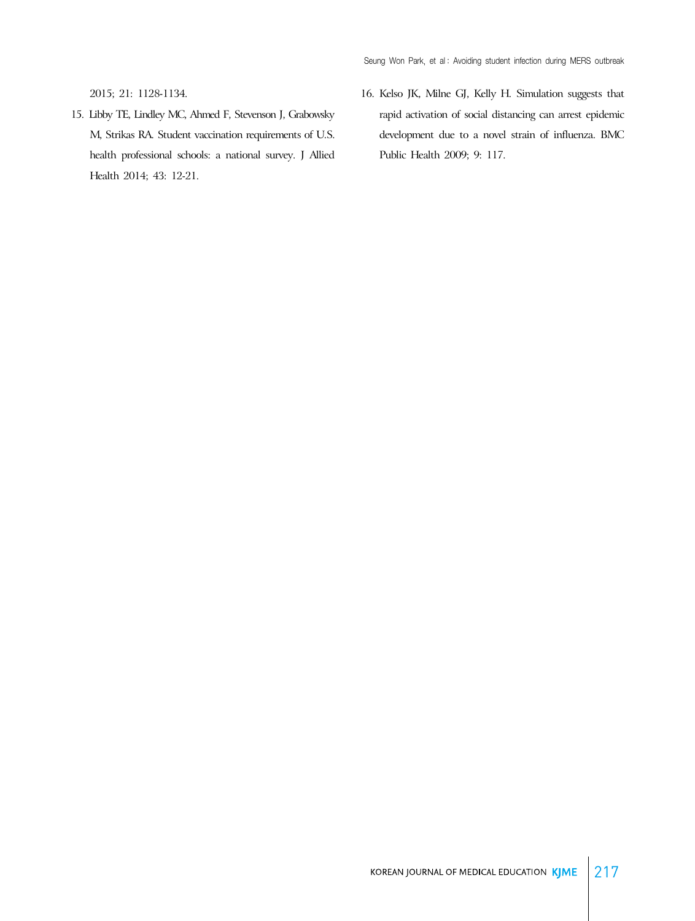2015; 21: 1128-1134.

15. Libby TE, Lindley MC, Ahmed F, Stevenson J, Grabowsky M, Strikas RA. Student vaccination requirements of U.S. health professional schools: a national survey. J Allied Health 2014; 43: 12-21.

16. Kelso JK, Milne GJ, Kelly H. Simulation suggests that rapid activation of social distancing can arrest epidemic development due to a novel strain of influenza. BMC Public Health 2009; 9: 117.